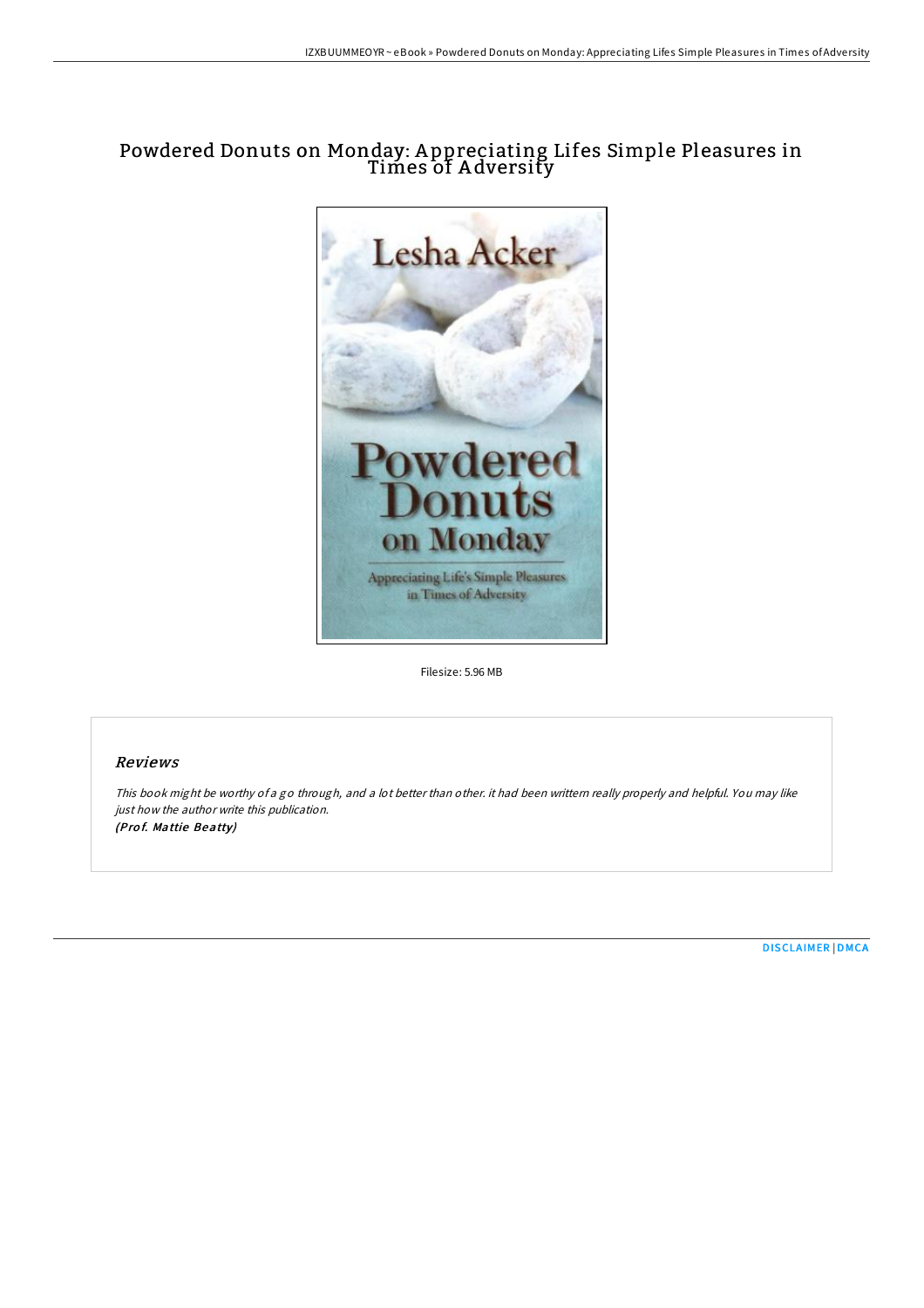# Powdered Donuts on Monday: Appreciating Lifes Simple Pleasures in Times of Adversity

Filesize: 5.96 MB

## *Reviews*

*This book might be worthy of a go through, and a lot better than other. it had been writtern really properly and helpful. You may like just how the author write this publication.*
***(Prof. Mattie Beatty)***

DISCLAIMER | DMCA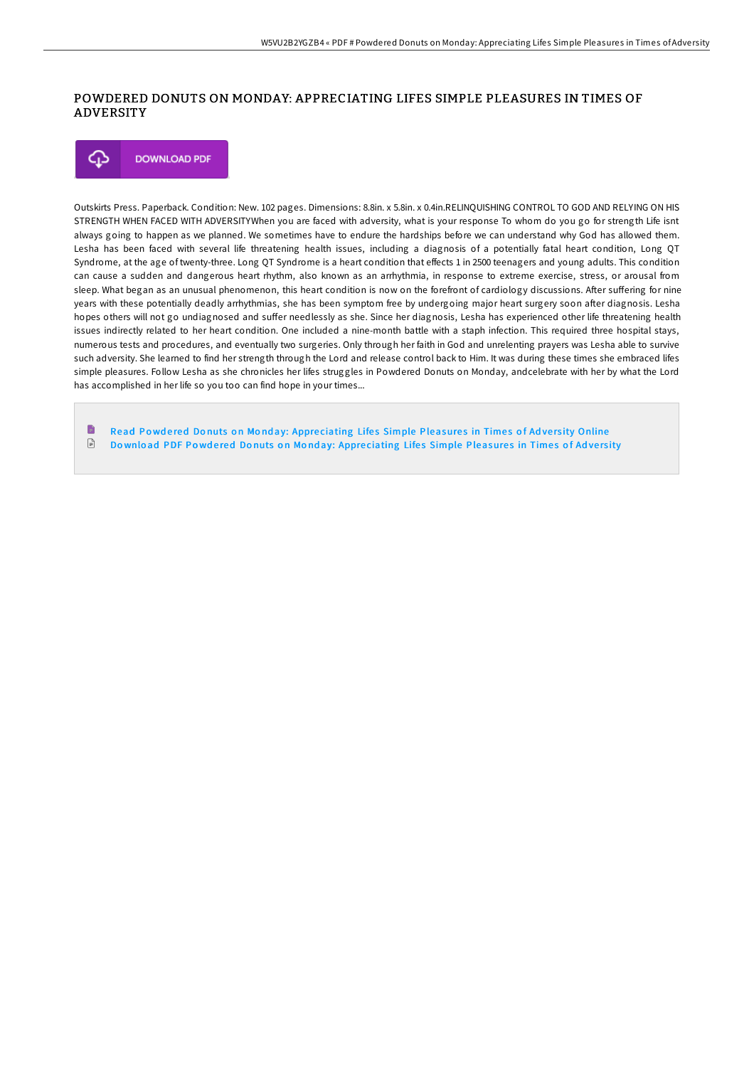# POWDERED DONUTS ON MONDAY: APPRECIATING LIFES SIMPLE PLEASURES IN TIMES OF ADVERSITY

DOWNLOAD PDF

Outskirts Press. Paperback. Condition: New. 102 pages. Dimensions: 8.8in. x 5.8in. x 0.4in.RELINQUISHING CONTROL TO GOD AND RELYING ON HIS STRENGTH WHEN FACED WITH ADVERSITYWhen you are faced with adversity, what is your response To whom do you go for strength Life isnt always going to happen as we planned. We sometimes have to endure the hardships before we can understand why God has allowed them. Lesha has been faced with several life threatening health issues, including a diagnosis of a potentially fatal heart condition, Long QT Syndrome, at the age of twenty-three. Long QT Syndrome is a heart condition that effects 1 in 2500 teenagers and young adults. This condition can cause a sudden and dangerous heart rhythm, also known as an arrhythmia, in response to extreme exercise, stress, or arousal from sleep. What began as an unusual phenomenon, this heart condition is now on the forefront of cardiology discussions. After suffering for nine years with these potentially deadly arrhythmias, she has been symptom free by undergoing major heart surgery soon after diagnosis. Lesha hopes others will not go undiagnosed and suffer needlessly as she. Since her diagnosis, Lesha has experienced other life threatening health issues indirectly related to her heart condition. One included a nine-month battle with a staph infection. This required three hospital stays, numerous tests and procedures, and eventually two surgeries. Only through her faith in God and unrelenting prayers was Lesha able to survive such adversity. She learned to find her strength through the Lord and release control back to Him. It was during these times she embraced lifes simple pleasures. Follow Lesha as she chronicles her lifes struggles in Powdered Donuts on Monday, andcelebrate with her by what the Lord has accomplished in her life so you too can find hope in your times...

- Read Powdered Donuts on Monday: Appreciating Lifes Simple Pleasures in Times of Adversity Online
- Download PDF Powdered Donuts on Monday: Appreciating Lifes Simple Pleasures in Times of Adversity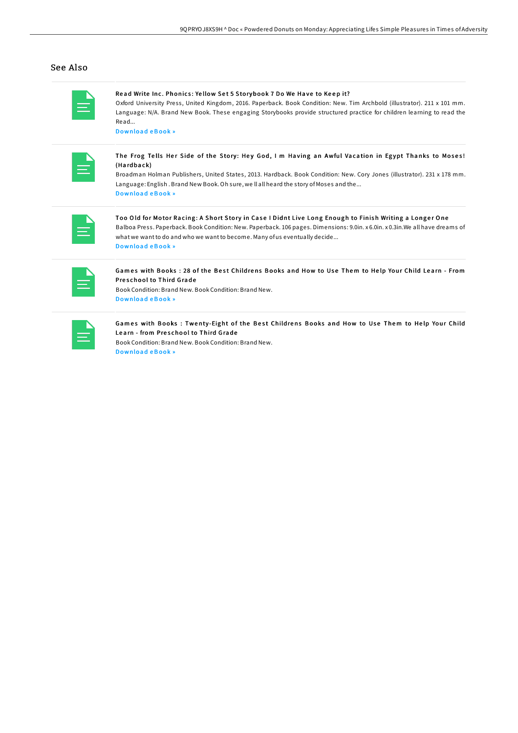## See Also

**Read Write Inc. Phonics: Yellow Set 5 Storybook 7 Do We Have to Keep it?**

Oxford University Press, United Kingdom, 2016. Paperback. Book Condition: New. Tim Archbold (illustrator). 211 x 101 mm. Language: N/A. Brand New Book. These engaging Storybooks provide structured practice for children learning to read the Read...

Download eBook »

**The Frog Tells Her Side of the Story: Hey God, I m Having an Awful Vacation in Egypt Thanks to Moses! (Hardback)**

Broadman Holman Publishers, United States, 2013. Hardback. Book Condition: New. Cory Jones (illustrator). 231 x 178 mm. Language: English . Brand New Book. Oh sure, we ll all heard the story of Moses and the...

Download eBook »

**Too Old for Motor Racing: A Short Story in Case I Didnt Live Long Enough to Finish Writing a Longer One**

Balboa Press. Paperback. Book Condition: New. Paperback. 106 pages. Dimensions: 9.0in. x 6.0in. x 0.3in.We all have dreams of what we want to do and who we want to become. Many of us eventually decide...

Download eBook »

**Games with Books : 28 of the Best Childrens Books and How to Use Them to Help Your Child Learn - From Preschool to Third Grade**

Book Condition: Brand New. Book Condition: Brand New.

Download eBook »

**Games with Books : Twenty-Eight of the Best Childrens Books and How to Use Them to Help Your Child Learn - from Preschool to Third Grade**

Book Condition: Brand New. Book Condition: Brand New.

Download eBook »